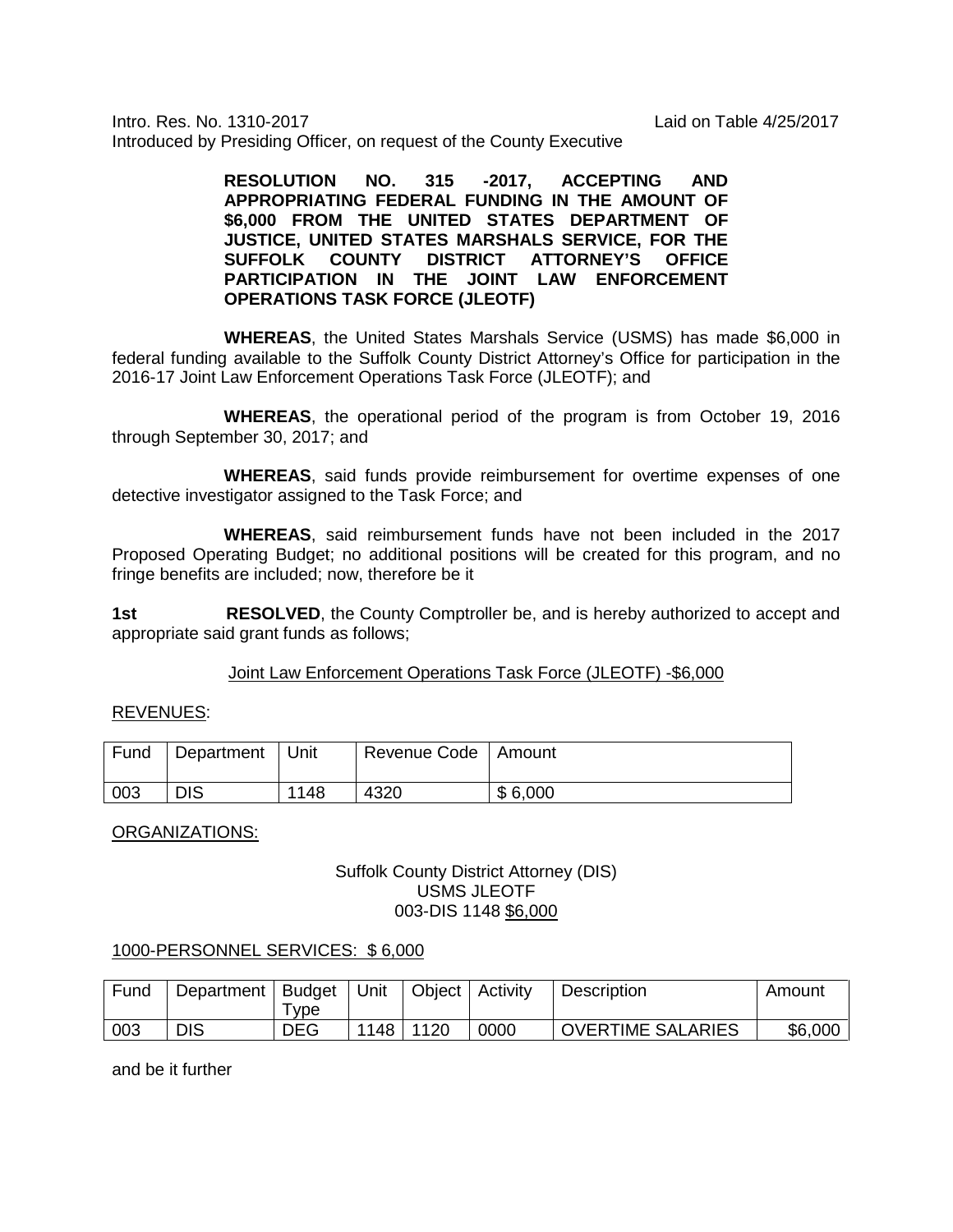Intro. Res. No. 1310-2017 Laid on Table 4/25/2017

Introduced by Presiding Officer, on request of the County Executive

**RESOLUTION NO. 315 -2017, ACCEPTING AND APPROPRIATING FEDERAL FUNDING IN THE AMOUNT OF $6,000 FROM THE UNITED STATES DEPARTMENT OF JUSTICE, UNITED STATES MARSHALS SERVICE, FOR THE SUFFOLK COUNTY DISTRICT ATTORNEY'S OFFICE PARTICIPATION IN THE JOINT LAW ENFORCEMENT OPERATIONS TASK FORCE (JLEOTF)**

**WHEREAS**, the United States Marshals Service (USMS) has made $6,000 in federal funding available to the Suffolk County District Attorney's Office for participation in the 2016-17 Joint Law Enforcement Operations Task Force (JLEOTF); and

**WHEREAS**, the operational period of the program is from October 19, 2016 through September 30, 2017; and

**WHEREAS**, said funds provide reimbursement for overtime expenses of one detective investigator assigned to the Task Force; and

**WHEREAS**, said reimbursement funds have not been included in the 2017 Proposed Operating Budget; no additional positions will be created for this program, and no fringe benefits are included; now, therefore be it

**1st RESOLVED**, the County Comptroller be, and is hereby authorized to accept and appropriate said grant funds as follows;

Joint Law Enforcement Operations Task Force (JLEOTF) -$6,000

REVENUES:

| Fund | Department | Unit | Revenue Code | Amount |
|---|---|---|---|---|
| 003 | DIS | 1148 | 4320 | $ 6,000 |

ORGANIZATIONS:

Suffolk County District Attorney (DIS)
USMS JLEOTF
003-DIS 1148 $6,000

1000-PERSONNEL SERVICES: $ 6,000

| Fund | Department | Budget Type | Unit | Object | Activity | Description | Amount |
|---|---|---|---|---|---|---|---|
| 003 | DIS | DEG | 1148 | 1120 | 0000 | OVERTIME SALARIES | $6,000 |

and be it further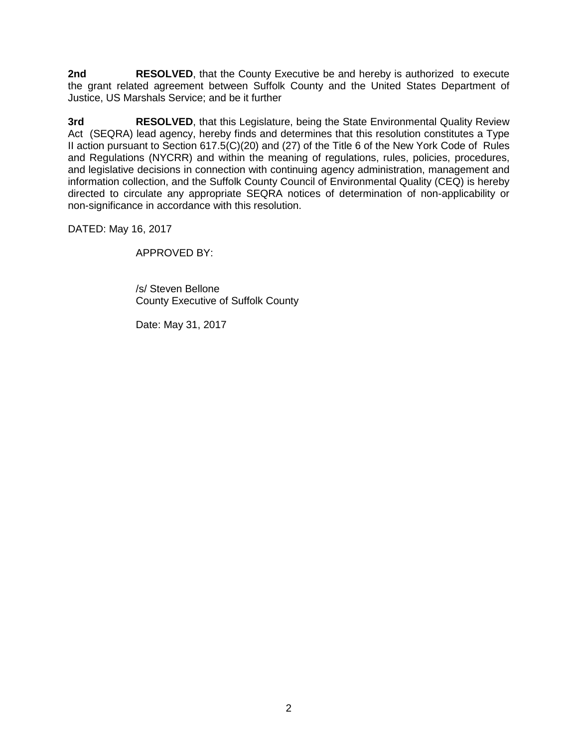**2nd** **RESOLVED**, that the County Executive be and hereby is authorized to execute the grant related agreement between Suffolk County and the United States Department of Justice, US Marshals Service; and be it further

**3rd** **RESOLVED**, that this Legislature, being the State Environmental Quality Review Act (SEQRA) lead agency, hereby finds and determines that this resolution constitutes a Type II action pursuant to Section 617.5(C)(20) and (27) of the Title 6 of the New York Code of Rules and Regulations (NYCRR) and within the meaning of regulations, rules, policies, procedures, and legislative decisions in connection with continuing agency administration, management and information collection, and the Suffolk County Council of Environmental Quality (CEQ) is hereby directed to circulate any appropriate SEQRA notices of determination of non-applicability or non-significance in accordance with this resolution.

DATED: May 16, 2017

APPROVED BY:

/s/ Steven Bellone
County Executive of Suffolk County

Date: May 31, 2017